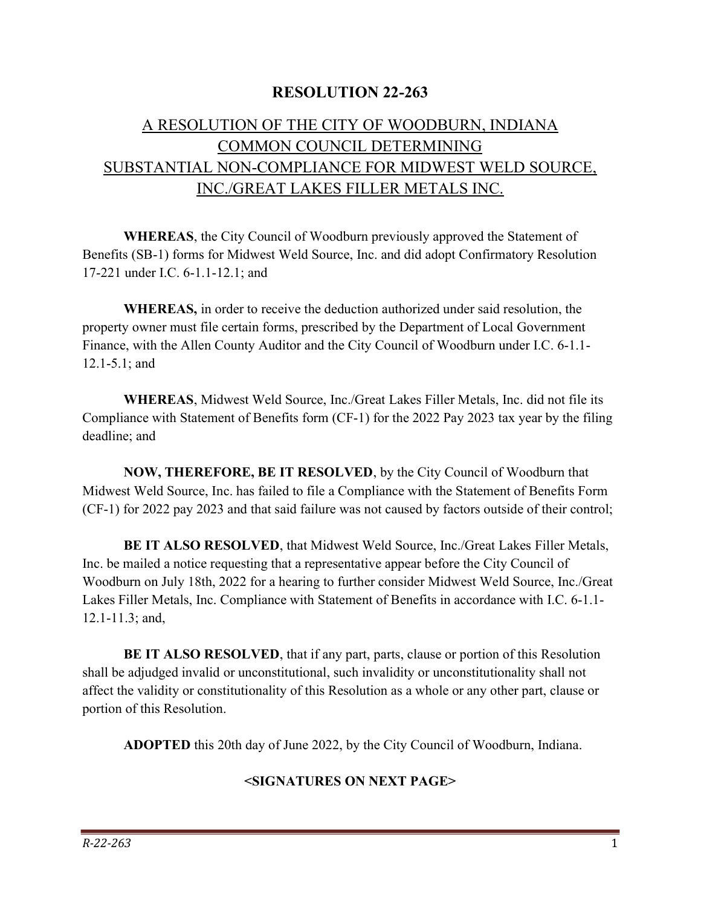# RESOLUTION 22-263

## A RESOLUTION OF THE CITY OF WOODBURN, INDIANA COMMON COUNCIL DETERMINING SUBSTANTIAL NON-COMPLIANCE FOR MIDWEST WELD SOURCE, INC./GREAT LAKES FILLER METALS INC.

**WHEREAS**, the City Council of Woodburn previously approved the Statement of Benefits (SB-1) forms for Midwest Weld Source, Inc. and did adopt Confirmatory Resolution 17-221 under I.C. 6-1.1-12.1; and

**WHEREAS,** in order to receive the deduction authorized under said resolution, the property owner must file certain forms, prescribed by the Department of Local Government Finance, with the Allen County Auditor and the City Council of Woodburn under I.C. 6-1.1-12.1-5.1; and

**WHEREAS**, Midwest Weld Source, Inc./Great Lakes Filler Metals, Inc. did not file its Compliance with Statement of Benefits form (CF-1) for the 2022 Pay 2023 tax year by the filing deadline; and

**NOW, THEREFORE, BE IT RESOLVED**, by the City Council of Woodburn that Midwest Weld Source, Inc. has failed to file a Compliance with the Statement of Benefits Form (CF-1) for 2022 pay 2023 and that said failure was not caused by factors outside of their control;

**BE IT ALSO RESOLVED**, that Midwest Weld Source, Inc./Great Lakes Filler Metals, Inc. be mailed a notice requesting that a representative appear before the City Council of Woodburn on July 18th, 2022 for a hearing to further consider Midwest Weld Source, Inc./Great Lakes Filler Metals, Inc. Compliance with Statement of Benefits in accordance with I.C. 6-1.1-12.1-11.3; and,

**BE IT ALSO RESOLVED**, that if any part, parts, clause or portion of this Resolution shall be adjudged invalid or unconstitutional, such invalidity or unconstitutionality shall not affect the validity or constitutionality of this Resolution as a whole or any other part, clause or portion of this Resolution.

**ADOPTED** this 20th day of June 2022, by the City Council of Woodburn, Indiana.

**<SIGNATURES ON NEXT PAGE>**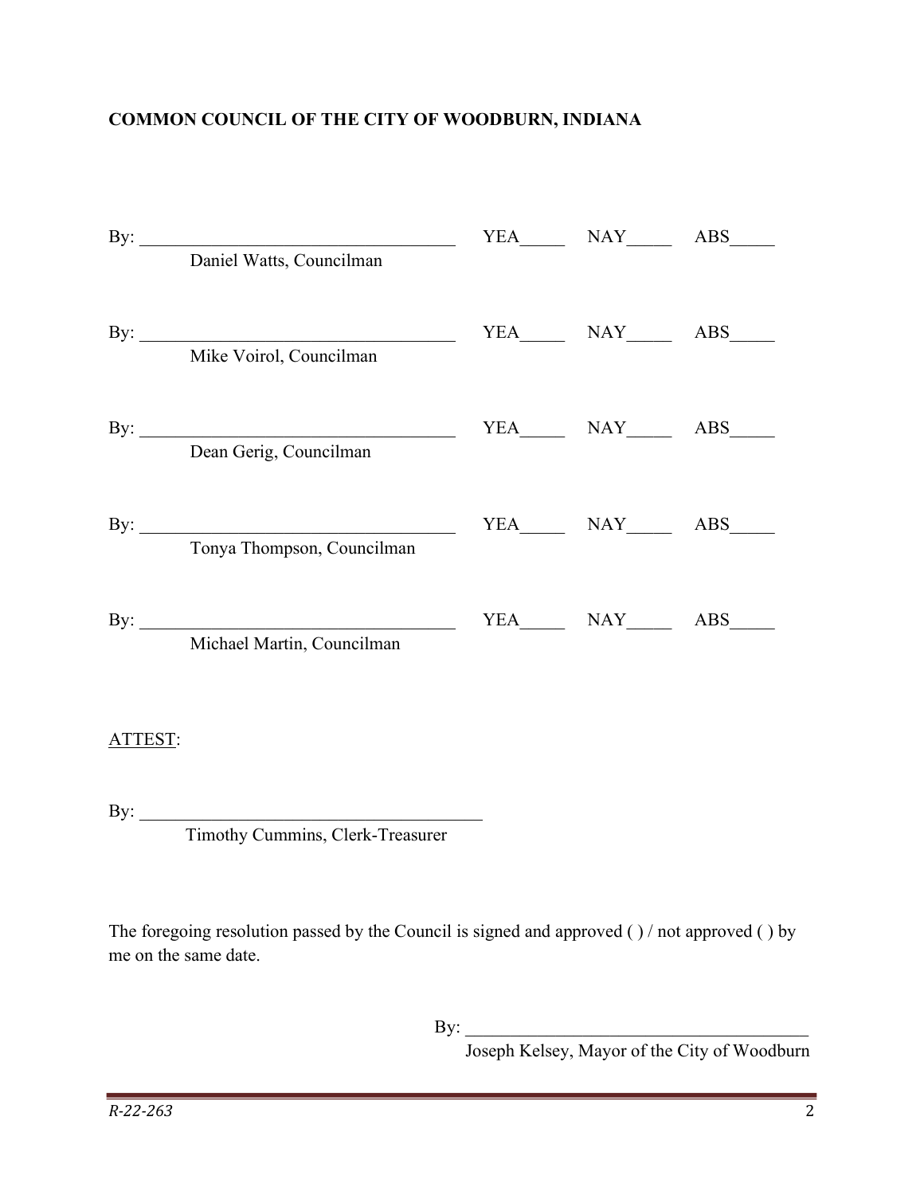**COMMON COUNCIL OF THE CITY OF WOODBURN, INDIANA**

By: ___________________________________ YEA_____ NAY_____ ABS_____
Daniel Watts, Councilman

By: ___________________________________ YEA_____ NAY_____ ABS_____
Mike Voirol, Councilman

By: ___________________________________ YEA_____ NAY_____ ABS_____
Dean Gerig, Councilman

By: ___________________________________ YEA_____ NAY_____ ABS_____
Tonya Thompson, Councilman

By: ___________________________________ YEA_____ NAY_____ ABS_____
Michael Martin, Councilman

<u>ATTEST</u>:

By: ______________________________________
Timothy Cummins, Clerk-Treasurer

The foregoing resolution passed by the Council is signed and approved ( ) / not approved ( ) by me on the same date.

By: ______________________________________
Joseph Kelsey, Mayor of the City of Woodburn

*R-22-263*